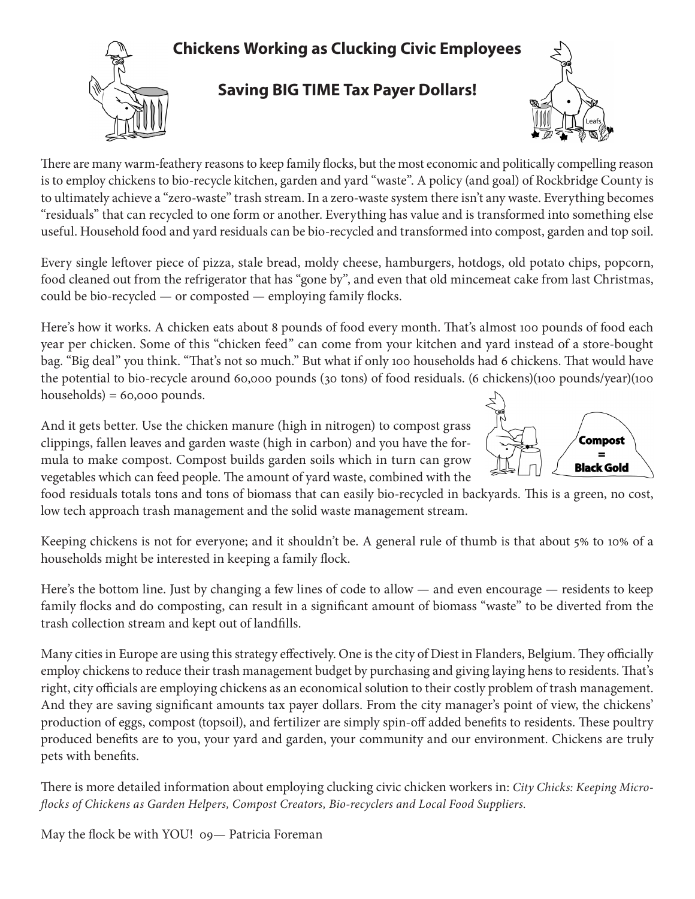# Chickens Working as Clucking Civic Employees

## Saving BIG TIME Tax Payer Dollars!

There are many warm-feathery reasons to keep family flocks, but the most economic and politically compelling reason is to employ chickens to bio-recycle kitchen, garden and yard "waste". A policy (and goal) of Rockbridge County is to ultimately achieve a "zero-waste" trash stream. In a zero-waste system there isn't any waste. Everything becomes "residuals" that can recycled to one form or another. Everything has value and is transformed into something else useful. Household food and yard residuals can be bio-recycled and transformed into compost, garden and top soil.

Every single leftover piece of pizza, stale bread, moldy cheese, hamburgers, hotdogs, old potato chips, popcorn, food cleaned out from the refrigerator that has "gone by", and even that old mincemeat cake from last Christmas, could be bio-recycled — or composted — employing family flocks.

Here's how it works. A chicken eats about 8 pounds of food every month. That's almost 100 pounds of food each year per chicken. Some of this "chicken feed" can come from your kitchen and yard instead of a store-bought bag. "Big deal" you think. "That's not so much." But what if only 100 households had 6 chickens. That would have the potential to bio-recycle around 60,000 pounds (30 tons) of food residuals. (6 chickens)(100 pounds/year)(100 households) = 60,000 pounds.

And it gets better. Use the chicken manure (high in nitrogen) to compost grass clippings, fallen leaves and garden waste (high in carbon) and you have the formula to make compost. Compost builds garden soils which in turn can grow vegetables which can feed people. The amount of yard waste, combined with the food residuals totals tons and tons of biomass that can easily bio-recycled in backyards. This is a green, no cost, low tech approach trash management and the solid waste management stream.

Keeping chickens is not for everyone; and it shouldn't be. A general rule of thumb is that about 5% to 10% of a households might be interested in keeping a family flock.

Here's the bottom line. Just by changing a few lines of code to allow — and even encourage — residents to keep family flocks and do composting, can result in a significant amount of biomass "waste" to be diverted from the trash collection stream and kept out of landfills.

Many cities in Europe are using this strategy effectively. One is the city of Diest in Flanders, Belgium. They officially employ chickens to reduce their trash management budget by purchasing and giving laying hens to residents. That's right, city officials are employing chickens as an economical solution to their costly problem of trash management. And they are saving significant amounts tax payer dollars. From the city manager's point of view, the chickens' production of eggs, compost (topsoil), and fertilizer are simply spin-off added benefits to residents. These poultry produced benefits are to you, your yard and garden, your community and our environment. Chickens are truly pets with benefits.

There is more detailed information about employing clucking civic chicken workers in: *City Chicks: Keeping Micro-flocks of Chickens as Garden Helpers, Compost Creators, Bio-recyclers and Local Food Suppliers.*

May the flock be with YOU! 09— Patricia Foreman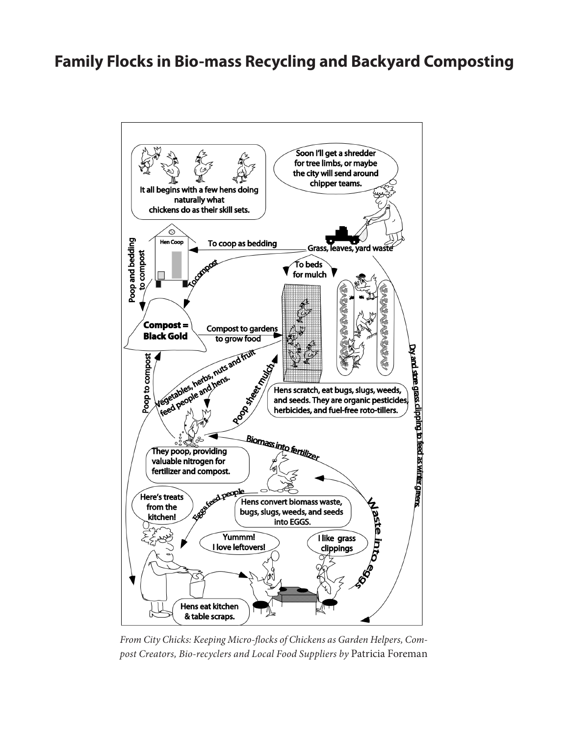# Family Flocks in Bio-mass Recycling and Backyard Composting

It all begins with a few hens doing naturally what chickens do as their skill sets.

Soon I'll get a shredder for tree limbs, or maybe the city will send around chipper teams.

Hen Coop

To coop as bedding

Grass, leaves, yard waste

Poop and bedding to compost

To compost

To beds for mulch

Compost = Black Gold

Compost to gardens to grow food

Vegetables, herbs, nuts and fruit feed people and hens.

Poop sheet mulch

Poop to compost

Hens scratch, eat bugs, slugs, weeds, and seeds. They are organic pesticides, herbicides, and fuel-free roto-tillers.

Dry and store grass clipping to feed as winter greens

They poop, providing valuable nitrogen for fertilizer and compost.

Biomass into fertilizer

Here's treats from the kitchen!

Eggs feed people

Hens convert biomass waste, bugs, slugs, weeds, and seeds into EGGS.

Waste into eggs

Yummm! I love leftovers!

I like grass clippings

Hens eat kitchen & table scraps.

*From City Chicks: Keeping Micro-flocks of Chickens as Garden Helpers, Compost Creators, Bio-recyclers and Local Food Suppliers by* Patricia Foreman